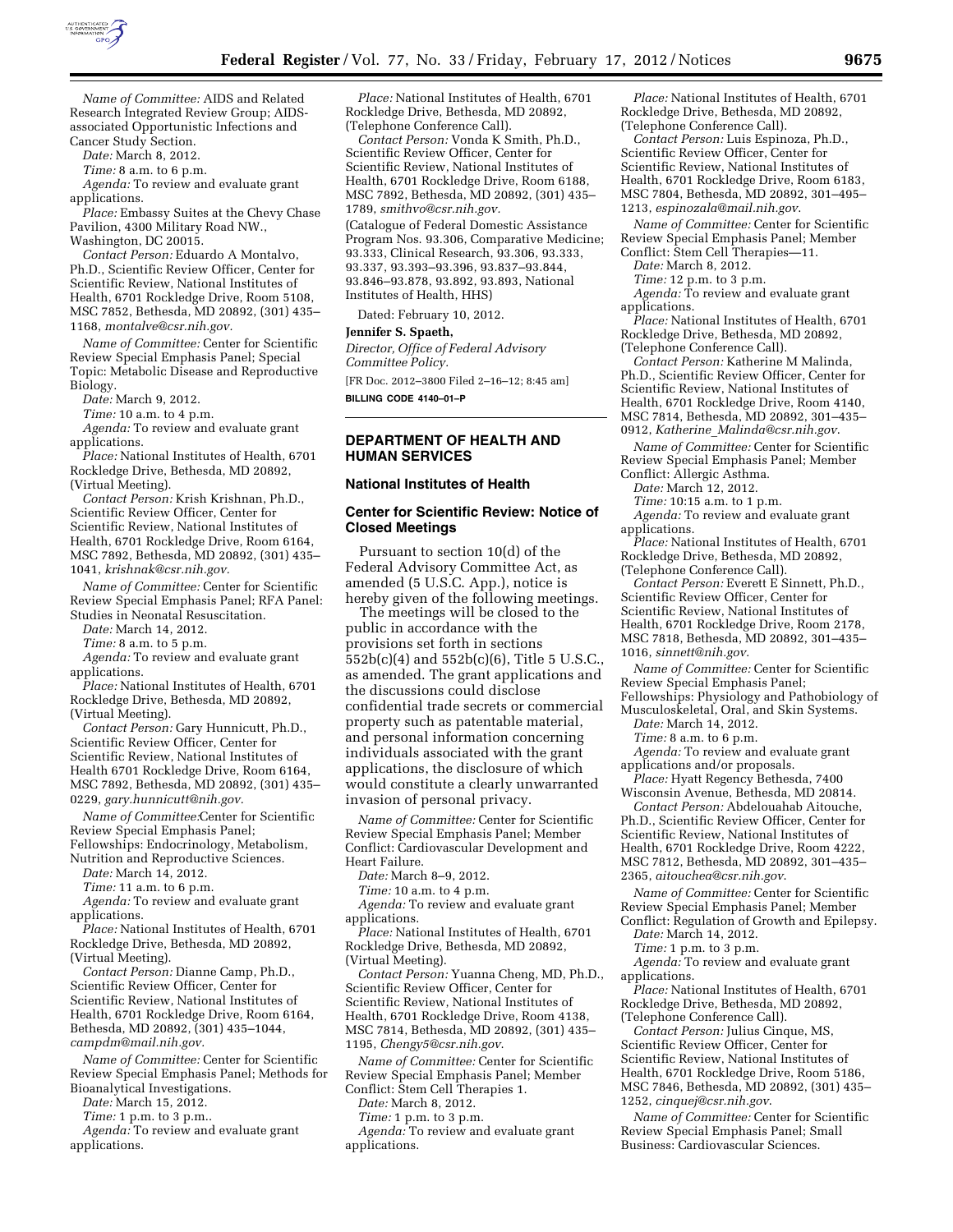*Name of Committee:* AIDS and Related Research Integrated Review Group; AIDS-associated Opportunistic Infections and Cancer Study Section.

*Date:* March 8, 2012.

*Time:* 8 a.m. to 6 p.m.

*Agenda:* To review and evaluate grant applications.

*Place:* Embassy Suites at the Chevy Chase Pavilion, 4300 Military Road NW., Washington, DC 20015.

*Contact Person:* Eduardo A Montalvo, Ph.D., Scientific Review Officer, Center for Scientific Review, National Institutes of Health, 6701 Rockledge Drive, Room 5108, MSC 7852, Bethesda, MD 20892, (301) 435–1168, *montalve@csr.nih.gov.*

*Name of Committee:* Center for Scientific Review Special Emphasis Panel; Special Topic: Metabolic Disease and Reproductive Biology.

*Date:* March 9, 2012.

*Time:* 10 a.m. to 4 p.m.

*Agenda:* To review and evaluate grant applications.

*Place:* National Institutes of Health, 6701 Rockledge Drive, Bethesda, MD 20892, (Virtual Meeting).

*Contact Person:* Krish Krishnan, Ph.D., Scientific Review Officer, Center for Scientific Review, National Institutes of Health, 6701 Rockledge Drive, Room 6164, MSC 7892, Bethesda, MD 20892, (301) 435–1041, *krishnak@csr.nih.gov.*

*Name of Committee:* Center for Scientific Review Special Emphasis Panel; RFA Panel: Studies in Neonatal Resuscitation.

*Date:* March 14, 2012.

*Time:* 8 a.m. to 5 p.m.

*Agenda:* To review and evaluate grant applications.

*Place:* National Institutes of Health, 6701 Rockledge Drive, Bethesda, MD 20892, (Virtual Meeting).

*Contact Person:* Gary Hunnicutt, Ph.D., Scientific Review Officer, Center for Scientific Review, National Institutes of Health 6701 Rockledge Drive, Room 6164, MSC 7892, Bethesda, MD 20892, (301) 435–0229, *gary.hunnicutt@nih.gov.*

*Name of Committee:*Center for Scientific Review Special Emphasis Panel; Fellowships: Endocrinology, Metabolism, Nutrition and Reproductive Sciences.

*Date:* March 14, 2012.

*Time:* 11 a.m. to 6 p.m.

*Agenda:* To review and evaluate grant applications.

*Place:* National Institutes of Health, 6701 Rockledge Drive, Bethesda, MD 20892, (Virtual Meeting).

*Contact Person:* Dianne Camp, Ph.D., Scientific Review Officer, Center for Scientific Review, National Institutes of Health, 6701 Rockledge Drive, Room 6164, Bethesda, MD 20892, (301) 435–1044, *campdm@mail.nih.gov.*

*Name of Committee:* Center for Scientific Review Special Emphasis Panel; Methods for Bioanalytical Investigations.

*Date:* March 15, 2012.

*Time:* 1 p.m. to 3 p.m..

*Agenda:* To review and evaluate grant applications.

*Place:* National Institutes of Health, 6701 Rockledge Drive, Bethesda, MD 20892, (Telephone Conference Call).

*Contact Person:* Vonda K Smith, Ph.D., Scientific Review Officer, Center for Scientific Review, National Institutes of Health, 6701 Rockledge Drive, Room 6188, MSC 7892, Bethesda, MD 20892, (301) 435–1789, *smithvo@csr.nih.gov.*

(Catalogue of Federal Domestic Assistance Program Nos. 93.306, Comparative Medicine; 93.333, Clinical Research, 93.306, 93.333, 93.337, 93.393–93.396, 93.837–93.844, 93.846–93.878, 93.892, 93.893, National Institutes of Health, HHS)

Dated: February 10, 2012.

**Jennifer S. Spaeth,**

*Director, Office of Federal Advisory Committee Policy.*

[FR Doc. 2012–3800 Filed 2–16–12; 8:45 am]

**BILLING CODE 4140–01–P**

---

## DEPARTMENT OF HEALTH AND HUMAN SERVICES

### National Institutes of Health

### Center for Scientific Review: Notice of Closed Meetings

Pursuant to section 10(d) of the Federal Advisory Committee Act, as amended (5 U.S.C. App.), notice is hereby given of the following meetings.

The meetings will be closed to the public in accordance with the provisions set forth in sections 552b(c)(4) and 552b(c)(6), Title 5 U.S.C., as amended. The grant applications and the discussions could disclose confidential trade secrets or commercial property such as patentable material, and personal information concerning individuals associated with the grant applications, the disclosure of which would constitute a clearly unwarranted invasion of personal privacy.

*Name of Committee:* Center for Scientific Review Special Emphasis Panel; Member Conflict: Cardiovascular Development and Heart Failure.

*Date:* March 8–9, 2012.

*Time:* 10 a.m. to 4 p.m.

*Agenda:* To review and evaluate grant applications.

*Place:* National Institutes of Health, 6701 Rockledge Drive, Bethesda, MD 20892, (Virtual Meeting).

*Contact Person:* Yuanna Cheng, MD, Ph.D., Scientific Review Officer, Center for Scientific Review, National Institutes of Health, 6701 Rockledge Drive, Room 4138, MSC 7814, Bethesda, MD 20892, (301) 435–1195, *Chengy5@csr.nih.gov.*

*Name of Committee:* Center for Scientific Review Special Emphasis Panel; Member Conflict: Stem Cell Therapies 1.

*Date:* March 8, 2012.

*Time:* 1 p.m. to 3 p.m.

*Agenda:* To review and evaluate grant applications.

*Place:* National Institutes of Health, 6701 Rockledge Drive, Bethesda, MD 20892, (Telephone Conference Call).

*Contact Person:* Luis Espinoza, Ph.D., Scientific Review Officer, Center for Scientific Review, National Institutes of Health, 6701 Rockledge Drive, Room 6183, MSC 7804, Bethesda, MD 20892, 301–495–1213, *espinozala@mail.nih.gov*.

*Name of Committee:* Center for Scientific Review Special Emphasis Panel; Member Conflict: Stem Cell Therapies—11.

*Date:* March 8, 2012.

*Time:* 12 p.m. to 3 p.m.

*Agenda:* To review and evaluate grant applications.

*Place:* National Institutes of Health, 6701 Rockledge Drive, Bethesda, MD 20892, (Telephone Conference Call).

*Contact Person:* Katherine M Malinda, Ph.D., Scientific Review Officer, Center for Scientific Review, National Institutes of Health, 6701 Rockledge Drive, Room 4140, MSC 7814, Bethesda, MD 20892, 301–435–0912, *Katherine_Malinda@csr.nih.gov*.

*Name of Committee:* Center for Scientific Review Special Emphasis Panel; Member Conflict: Allergic Asthma.

*Date:* March 12, 2012.

*Time:* 10:15 a.m. to 1 p.m.

*Agenda:* To review and evaluate grant applications.

*Place:* National Institutes of Health, 6701 Rockledge Drive, Bethesda, MD 20892, (Telephone Conference Call).

*Contact Person:* Everett E Sinnett, Ph.D., Scientific Review Officer, Center for Scientific Review, National Institutes of Health, 6701 Rockledge Drive, Room 2178, MSC 7818, Bethesda, MD 20892, 301–435–1016, *sinnett@nih.gov.*

*Name of Committee:* Center for Scientific Review Special Emphasis Panel; Fellowships: Physiology and Pathobiology of Musculoskeletal, Oral, and Skin Systems.

*Date:* March 14, 2012.

*Time:* 8 a.m. to 6 p.m.

*Agenda:* To review and evaluate grant applications and/or proposals.

*Place:* Hyatt Regency Bethesda, 7400 Wisconsin Avenue, Bethesda, MD 20814.

*Contact Person:* Abdelouahab Aitouche, Ph.D., Scientific Review Officer, Center for Scientific Review, National Institutes of Health, 6701 Rockledge Drive, Room 4222, MSC 7812, Bethesda, MD 20892, 301–435–2365, *aitouchea@csr.nih.gov*.

*Name of Committee:* Center for Scientific Review Special Emphasis Panel; Member Conflict: Regulation of Growth and Epilepsy.

*Date:* March 14, 2012.

*Time:* 1 p.m. to 3 p.m.

*Agenda:* To review and evaluate grant applications.

*Place:* National Institutes of Health, 6701 Rockledge Drive, Bethesda, MD 20892, (Telephone Conference Call).

*Contact Person:* Julius Cinque, MS, Scientific Review Officer, Center for Scientific Review, National Institutes of Health, 6701 Rockledge Drive, Room 5186, MSC 7846, Bethesda, MD 20892, (301) 435–1252, *cinquej@csr.nih.gov*.

*Name of Committee:* Center for Scientific Review Special Emphasis Panel; Small Business: Cardiovascular Sciences.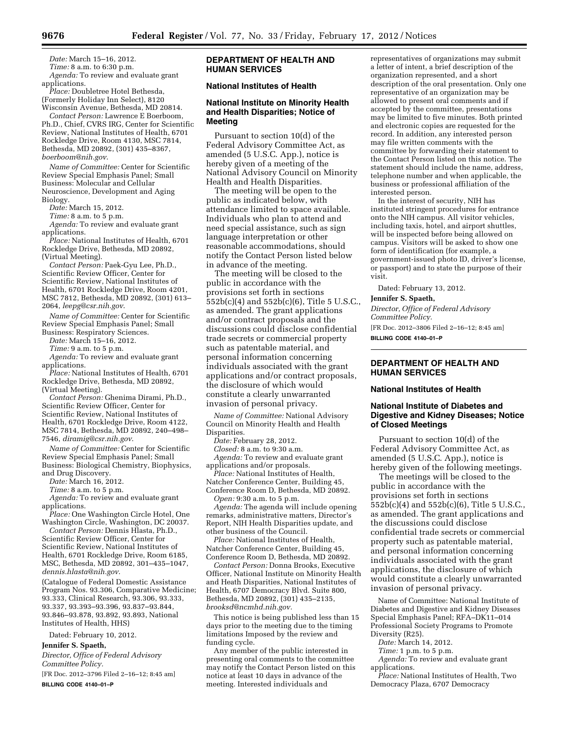*Date:* March 15–16, 2012.

*Time:* 8 a.m. to 6:30 p.m.

*Agenda:* To review and evaluate grant applications.

*Place:* Doubletree Hotel Bethesda, (Formerly Holiday Inn Select), 8120 Wisconsin Avenue, Bethesda, MD 20814.

*Contact Person:* Lawrence E Boerboom, Ph.D., Chief, CVRS IRG, Center for Scientific Review, National Institutes of Health, 6701 Rockledge Drive, Room 4130, MSC 7814, Bethesda, MD 20892, (301) 435–8367, *boerboom@nih.gov*.

*Name of Committee:* Center for Scientific Review Special Emphasis Panel; Small Business: Molecular and Cellular Neuroscience, Development and Aging Biology.

*Date:* March 15, 2012.

*Time:* 8 a.m. to 5 p.m.

*Agenda:* To review and evaluate grant applications.

*Place:* National Institutes of Health, 6701 Rockledge Drive, Bethesda, MD 20892, (Virtual Meeting).

*Contact Person:* Paek-Gyu Lee, Ph.D., Scientific Review Officer, Center for Scientific Review, National Institutes of Health, 6701 Rockledge Drive, Room 4201, MSC 7812, Bethesda, MD 20892, (301) 613–2064, *leepg@csr.nih.gov*.

*Name of Committee:* Center for Scientific Review Special Emphasis Panel; Small Business: Respiratory Sciences.

*Date:* March 15–16, 2012.

*Time:* 9 a.m. to 5 p.m.

*Agenda:* To review and evaluate grant applications.

*Place:* National Institutes of Health, 6701 Rockledge Drive, Bethesda, MD 20892, (Virtual Meeting).

*Contact Person:* Ghenima Dirami, Ph.D., Scientific Review Officer, Center for Scientific Review, National Institutes of Health, 6701 Rockledge Drive, Room 4122, MSC 7814, Bethesda, MD 20892, 240–498–7546, *diramig@csr.nih.gov*.

*Name of Committee:* Center for Scientific Review Special Emphasis Panel; Small Business: Biological Chemistry, Biophysics, and Drug Discovery.

*Date:* March 16, 2012.

*Time:* 8 a.m. to 5 p.m.

*Agenda:* To review and evaluate grant applications.

*Place:* One Washington Circle Hotel, One Washington Circle, Washington, DC 20037.

*Contact Person:* Dennis Hlasta, Ph.D., Scientific Review Officer, Center for Scientific Review, National Institutes of Health, 6701 Rockledge Drive, Room 6185, MSC, Bethesda, MD 20892, 301–435–1047, *dennis.hlasta@nih.gov*.

(Catalogue of Federal Domestic Assistance Program Nos. 93.306, Comparative Medicine; 93.333, Clinical Research, 93.306, 93.333, 93.337, 93.393–93.396, 93.837–93.844, 93.846–93.878, 93.892, 93.893, National Institutes of Health, HHS)

Dated: February 10, 2012.

**Jennifer S. Spaeth,**

*Director, Office of Federal Advisory Committee Policy.*

[FR Doc. 2012–3796 Filed 2–16–12; 8:45 am]

**BILLING CODE 4140–01–P**

---

## DEPARTMENT OF HEALTH AND HUMAN SERVICES

### National Institutes of Health

### National Institute on Minority Health and Health Disparities; Notice of Meeting

Pursuant to section 10(d) of the Federal Advisory Committee Act, as amended (5 U.S.C. App.), notice is hereby given of a meeting of the National Advisory Council on Minority Health and Health Disparities.

The meeting will be open to the public as indicated below, with attendance limited to space available. Individuals who plan to attend and need special assistance, such as sign language interpretation or other reasonable accommodations, should notify the Contact Person listed below in advance of the meeting.

The meeting will be closed to the public in accordance with the provisions set forth in sections 552b(c)(4) and 552b(c)(6), Title 5 U.S.C., as amended. The grant applications and/or contract proposals and the discussions could disclose confidential trade secrets or commercial property such as patentable material, and personal information concerning individuals associated with the grant applications and/or contract proposals, the disclosure of which would constitute a clearly unwarranted invasion of personal privacy.

*Name of Committee:* National Advisory Council on Minority Health and Health Disparities.

*Date:* February 28, 2012.

*Closed:* 8 a.m. to 9:30 a.m.

*Agenda:* To review and evaluate grant applications and/or proposals.

*Place:* National Institutes of Health, Natcher Conference Center, Building 45, Conference Room D, Bethesda, MD 20892.

*Open:* 9:30 a.m. to 5 p.m.

*Agenda:* The agenda will include opening remarks, administrative matters, Director's Report, NIH Health Disparities update, and other business of the Council.

*Place:* National Institutes of Health, Natcher Conference Center, Building 45, Conference Room D, Bethesda, MD 20892.

*Contact Person:* Donna Brooks, Executive Officer, National Institute on Minority Health and Heath Disparities, National Institutes of Health, 6707 Democracy Blvd. Suite 800, Bethesda, MD 20892, (301) 435–2135, *brooksd@ncmhd.nih.gov*.

This notice is being published less than 15 days prior to the meeting due to the timing limitations Imposed by the review and funding cycle.

Any member of the public interested in presenting oral comments to the committee may notify the Contact Person listed on this notice at least 10 days in advance of the meeting. Interested individuals and representatives of organizations may submit a letter of intent, a brief description of the organization represented, and a short description of the oral presentation. Only one representative of an organization may be allowed to present oral comments and if accepted by the committee, presentations may be limited to five minutes. Both printed and electronic copies are requested for the record. In addition, any interested person may file written comments with the committee by forwarding their statement to the Contact Person listed on this notice. The statement should include the name, address, telephone number and when applicable, the business or professional affiliation of the interested person.

In the interest of security, NIH has instituted stringent procedures for entrance onto the NIH campus. All visitor vehicles, including taxis, hotel, and airport shuttles, will be inspected before being allowed on campus. Visitors will be asked to show one form of identification (for example, a government-issued photo ID, driver's license, or passport) and to state the purpose of their visit.

Dated: February 13, 2012.

**Jennifer S. Spaeth,**

*Director, Office of Federal Advisory Committee Policy.*

[FR Doc. 2012–3806 Filed 2–16–12; 8:45 am]

**BILLING CODE 4140–01–P**

---

## DEPARTMENT OF HEALTH AND HUMAN SERVICES

### National Institutes of Health

### National Institute of Diabetes and Digestive and Kidney Diseases; Notice of Closed Meetings

Pursuant to section 10(d) of the Federal Advisory Committee Act, as amended (5 U.S.C. App.), notice is hereby given of the following meetings.

The meetings will be closed to the public in accordance with the provisions set forth in sections 552b(c)(4) and 552b(c)(6), Title 5 U.S.C., as amended. The grant applications and the discussions could disclose confidential trade secrets or commercial property such as patentable material, and personal information concerning individuals associated with the grant applications, the disclosure of which would constitute a clearly unwarranted invasion of personal privacy.

Name of Committee: National Institute of Diabetes and Digestive and Kidney Diseases Special Emphasis Panel; RFA–DK11–014 Professional Society Programs to Promote Diversity (R25).

*Date:* March 14, 2012.

*Time:* 1 p.m. to 5 p.m.

*Agenda:* To review and evaluate grant applications.

*Place:* National Institutes of Health, Two Democracy Plaza, 6707 Democracy